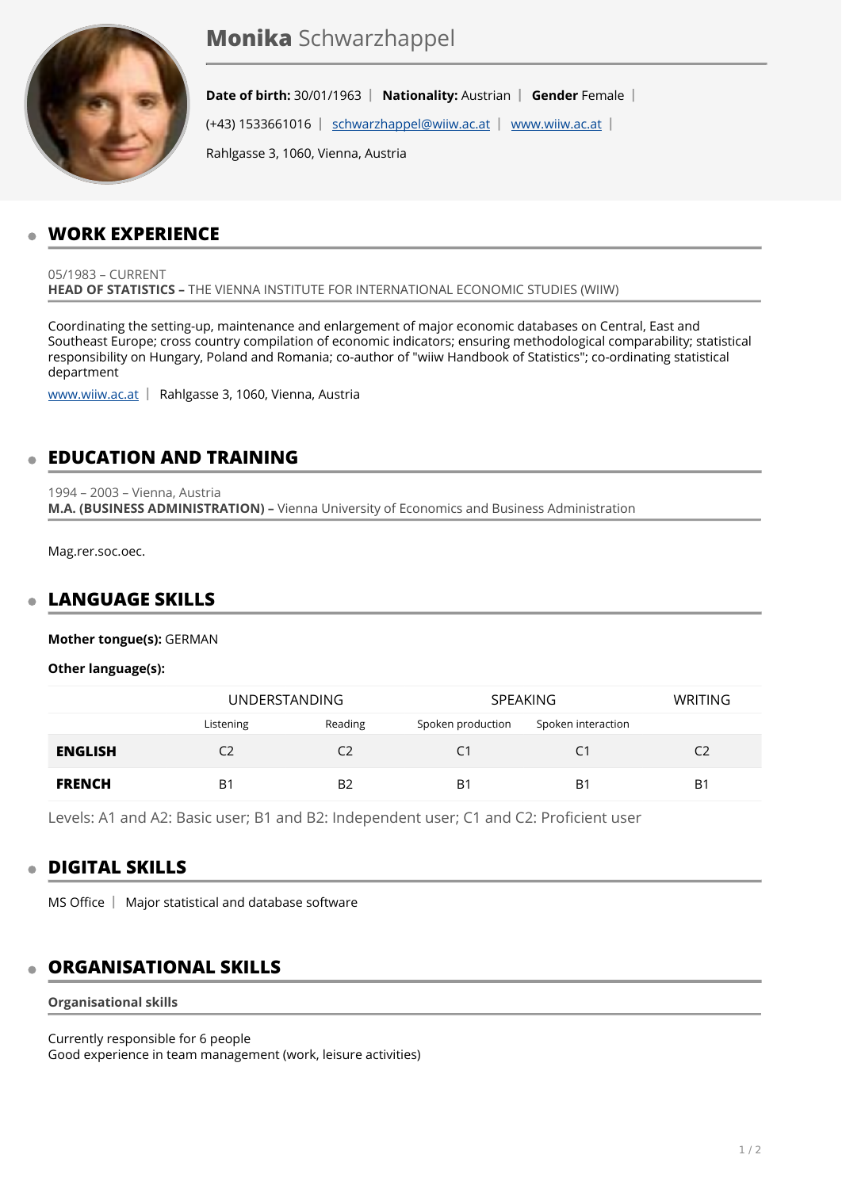# **Monika** Schwarzhappel

**Date of birth:** 30/01/1963 | **Nationality:** Austrian | **Gender** Female |

(+43) 1533661016 | schwarzhappel@wiiw.ac.at | www.wiiw.ac.at |

Rahlgasse 3, 1060, Vienna, Austria

## WORK EXPERIENCE

05/1983 – CURRENT
**HEAD OF STATISTICS –** THE VIENNA INSTITUTE FOR INTERNATIONAL ECONOMIC STUDIES (WIIW)

Coordinating the setting-up, maintenance and enlargement of major economic databases on Central, East and Southeast Europe; cross country compilation of economic indicators; ensuring methodological comparability; statistical responsibility on Hungary, Poland and Romania; co-author of "wiiw Handbook of Statistics"; co-ordinating statistical department

www.wiiw.ac.at | Rahlgasse 3, 1060, Vienna, Austria

## EDUCATION AND TRAINING

1994 – 2003 – Vienna, Austria
**M.A. (BUSINESS ADMINISTRATION) –** Vienna University of Economics and Business Administration

Mag.rer.soc.oec.

## LANGUAGE SKILLS

**Mother tongue(s):** GERMAN

**Other language(s):**

| | UNDERSTANDING | | SPEAKING | | WRITING |
|---|---|---|---|---|---|
| | Listening | Reading | Spoken production | Spoken interaction | |
| **ENGLISH** | C2 | C2 | C1 | C1 | C2 |
| **FRENCH** | B1 | B2 | B1 | B1 | B1 |

Levels: A1 and A2: Basic user; B1 and B2: Independent user; C1 and C2: Proficient user

## DIGITAL SKILLS

MS Office | Major statistical and database software

## ORGANISATIONAL SKILLS

**Organisational skills**

Currently responsible for 6 people
Good experience in team management (work, leisure activities)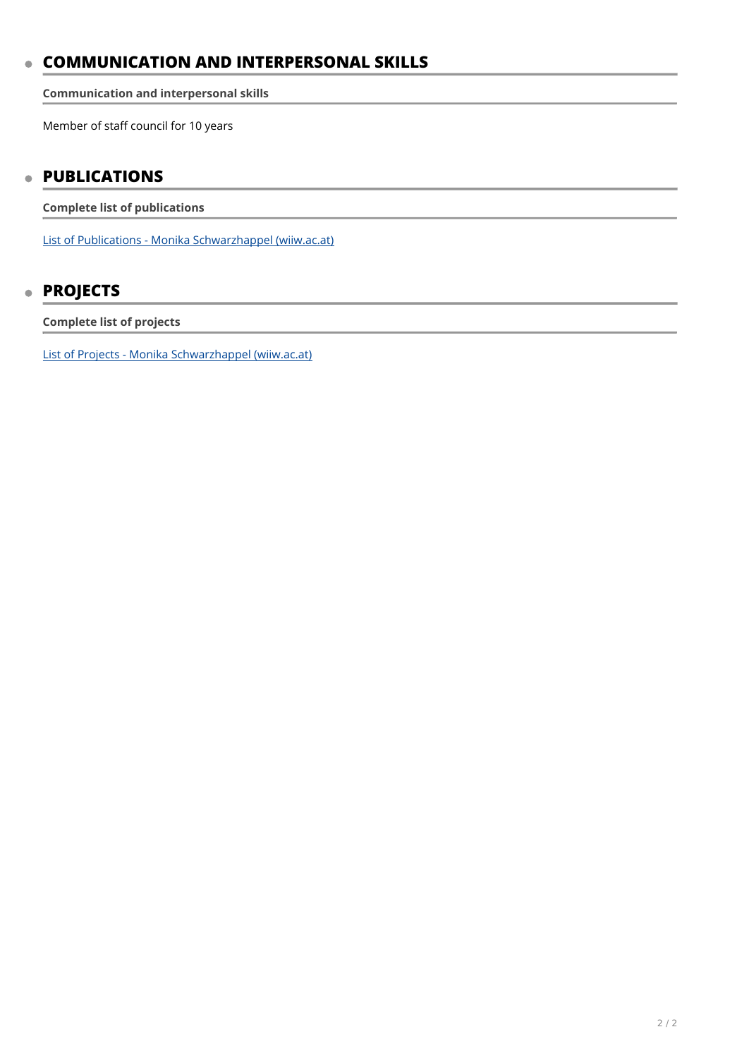## COMMUNICATION AND INTERPERSONAL SKILLS

**Communication and interpersonal skills**

Member of staff council for 10 years

## PUBLICATIONS

**Complete list of publications**

List of Publications - Monika Schwarzhappel (wiiw.ac.at)

## PROJECTS

**Complete list of projects**

List of Projects - Monika Schwarzhappel (wiiw.ac.at)